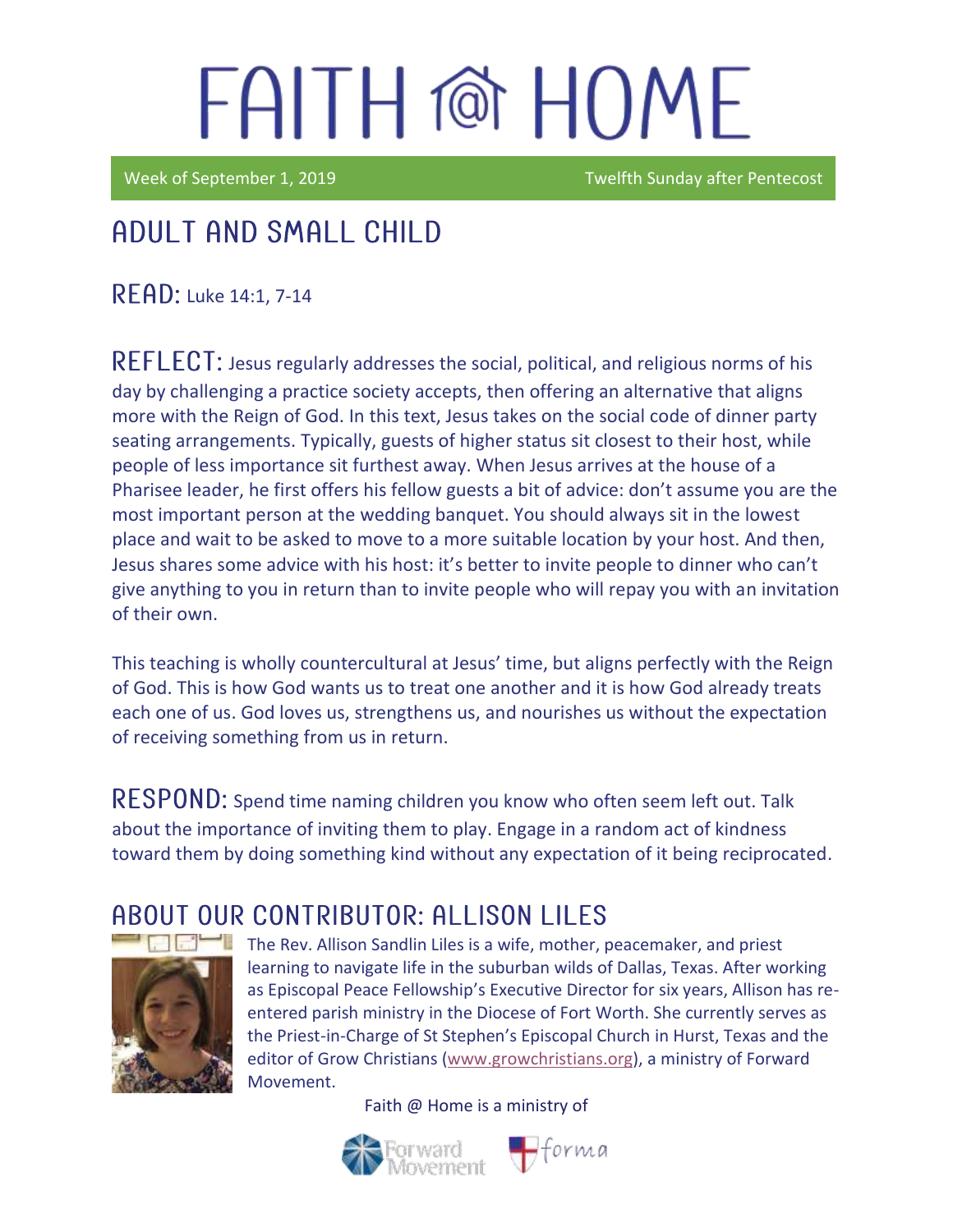# FAITH @ HOME

Week of September 1, 2019 — Twelfth Sunday after Pentecost

## ADULT AND SMALL CHILD

**READ:** Luke 14:1, 7-14

**REFLECT:** Jesus regularly addresses the social, political, and religious norms of his day by challenging a practice society accepts, then offering an alternative that aligns more with the Reign of God. In this text, Jesus takes on the social code of dinner party seating arrangements. Typically, guests of higher status sit closest to their host, while people of less importance sit furthest away. When Jesus arrives at the house of a Pharisee leader, he first offers his fellow guests a bit of advice: don't assume you are the most important person at the wedding banquet. You should always sit in the lowest place and wait to be asked to move to a more suitable location by your host. And then, Jesus shares some advice with his host: it's better to invite people to dinner who can't give anything to you in return than to invite people who will repay you with an invitation of their own.

This teaching is wholly countercultural at Jesus' time, but aligns perfectly with the Reign of God. This is how God wants us to treat one another and it is how God already treats each one of us. God loves us, strengthens us, and nourishes us without the expectation of receiving something from us in return.

**RESPOND:** Spend time naming children you know who often seem left out. Talk about the importance of inviting them to play. Engage in a random act of kindness toward them by doing something kind without any expectation of it being reciprocated.

## ABOUT OUR CONTRIBUTOR: ALLISON LILES

The Rev. Allison Sandlin Liles is a wife, mother, peacemaker, and priest learning to navigate life in the suburban wilds of Dallas, Texas. After working as Episcopal Peace Fellowship's Executive Director for six years, Allison has re-entered parish ministry in the Diocese of Fort Worth. She currently serves as the Priest-in-Charge of St Stephen's Episcopal Church in Hurst, Texas and the editor of Grow Christians (www.growchristians.org), a ministry of Forward Movement.

Faith @ Home is a ministry of Forward Movement and forma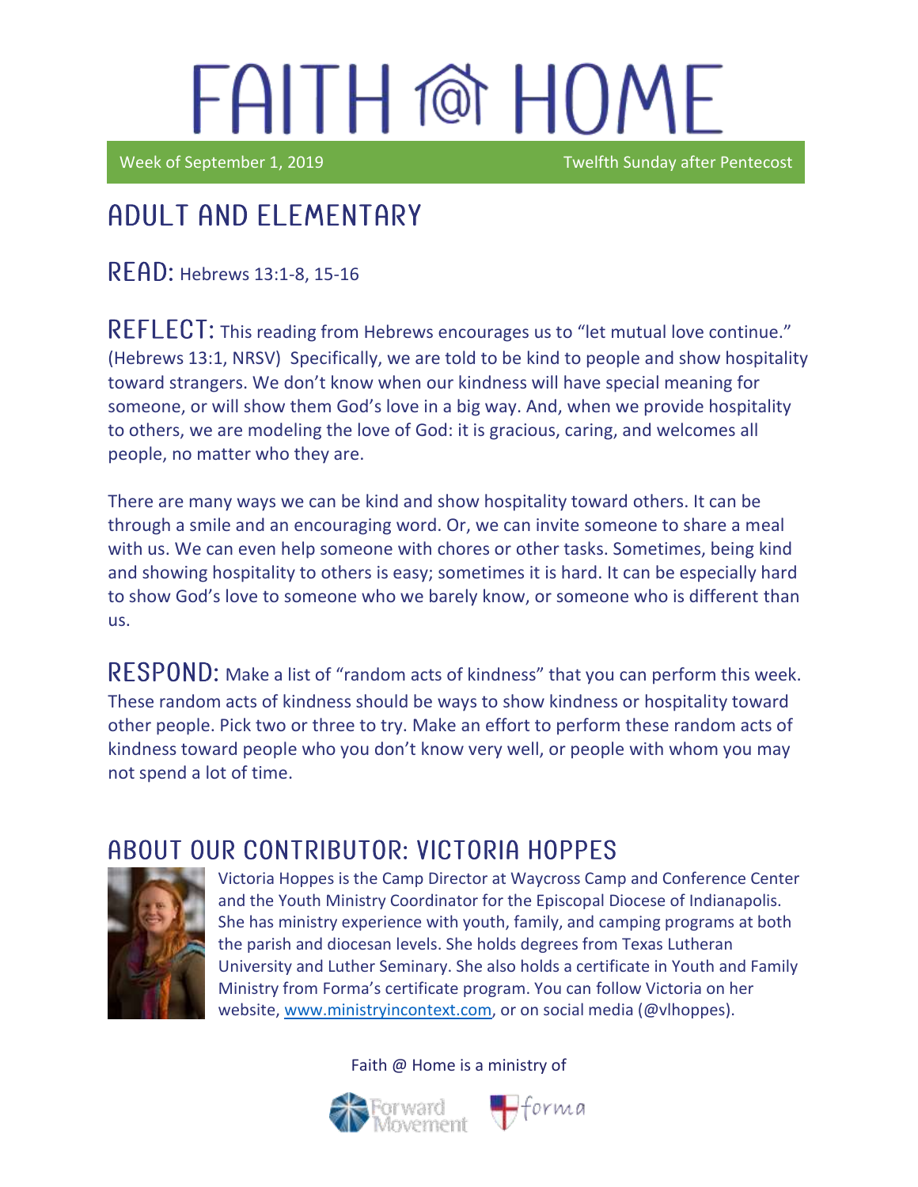# FAITH @ HOME

Week of September 1, 2019 Twelfth Sunday after Pentecost

## ADULT AND ELEMENTARY

**READ:** Hebrews 13:1-8, 15-16

**REFLECT:** This reading from Hebrews encourages us to "let mutual love continue." (Hebrews 13:1, NRSV) Specifically, we are told to be kind to people and show hospitality toward strangers. We don't know when our kindness will have special meaning for someone, or will show them God's love in a big way. And, when we provide hospitality to others, we are modeling the love of God: it is gracious, caring, and welcomes all people, no matter who they are.

There are many ways we can be kind and show hospitality toward others. It can be through a smile and an encouraging word. Or, we can invite someone to share a meal with us. We can even help someone with chores or other tasks. Sometimes, being kind and showing hospitality to others is easy; sometimes it is hard. It can be especially hard to show God's love to someone who we barely know, or someone who is different than us.

**RESPOND:** Make a list of "random acts of kindness" that you can perform this week. These random acts of kindness should be ways to show kindness or hospitality toward other people. Pick two or three to try. Make an effort to perform these random acts of kindness toward people who you don't know very well, or people with whom you may not spend a lot of time.

## ABOUT OUR CONTRIBUTOR: VICTORIA HOPPES

Victoria Hoppes is the Camp Director at Waycross Camp and Conference Center and the Youth Ministry Coordinator for the Episcopal Diocese of Indianapolis. She has ministry experience with youth, family, and camping programs at both the parish and diocesan levels. She holds degrees from Texas Lutheran University and Luther Seminary. She also holds a certificate in Youth and Family Ministry from Forma's certificate program. You can follow Victoria on her website, www.ministryincontext.com, or on social media (@vlhoppes).

Faith @ Home is a ministry of Forward Movement and forma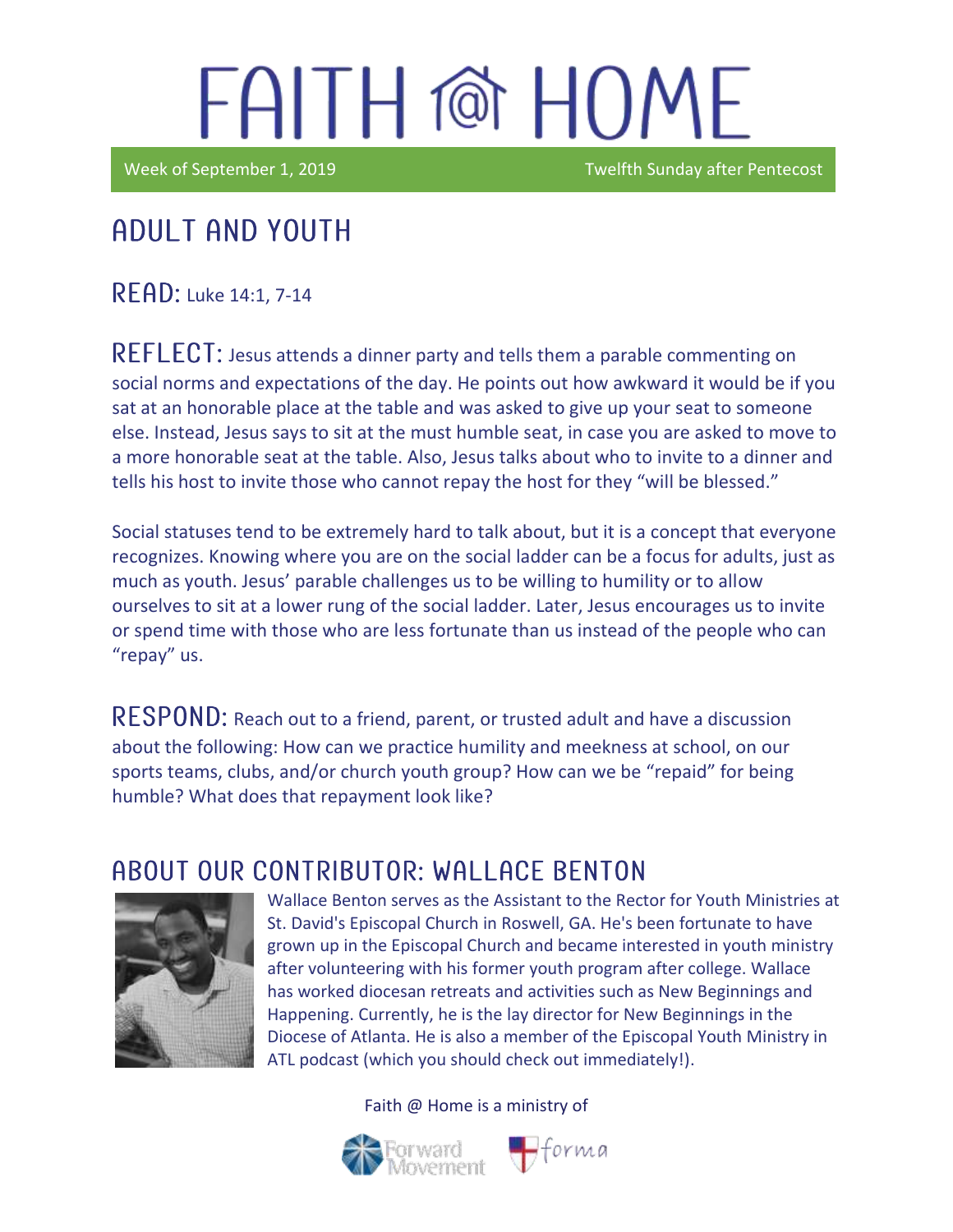# FAITH @ HOME

Week of September 1, 2019 Twelfth Sunday after Pentecost

## ADULT AND YOUTH

**READ:** Luke 14:1, 7-14

**REFLECT:** Jesus attends a dinner party and tells them a parable commenting on social norms and expectations of the day. He points out how awkward it would be if you sat at an honorable place at the table and was asked to give up your seat to someone else. Instead, Jesus says to sit at the must humble seat, in case you are asked to move to a more honorable seat at the table. Also, Jesus talks about who to invite to a dinner and tells his host to invite those who cannot repay the host for they "will be blessed."

Social statuses tend to be extremely hard to talk about, but it is a concept that everyone recognizes. Knowing where you are on the social ladder can be a focus for adults, just as much as youth. Jesus' parable challenges us to be willing to humility or to allow ourselves to sit at a lower rung of the social ladder. Later, Jesus encourages us to invite or spend time with those who are less fortunate than us instead of the people who can "repay" us.

**RESPOND:** Reach out to a friend, parent, or trusted adult and have a discussion about the following: How can we practice humility and meekness at school, on our sports teams, clubs, and/or church youth group? How can we be "repaid" for being humble? What does that repayment look like?

## ABOUT OUR CONTRIBUTOR: WALLACE BENTON

Wallace Benton serves as the Assistant to the Rector for Youth Ministries at St. David's Episcopal Church in Roswell, GA. He's been fortunate to have grown up in the Episcopal Church and became interested in youth ministry after volunteering with his former youth program after college. Wallace has worked diocesan retreats and activities such as New Beginnings and Happening. Currently, he is the lay director for New Beginnings in the Diocese of Atlanta. He is also a member of the Episcopal Youth Ministry in ATL podcast (which you should check out immediately!).

Faith @ Home is a ministry of

Forward Movement forma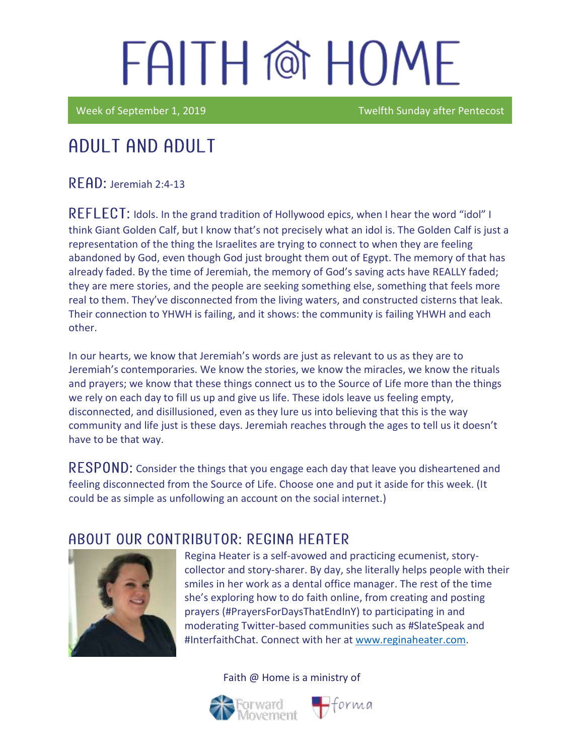# FAITH @ HOME

Week of September 1, 2019 Twelfth Sunday after Pentecost

## ADULT AND ADULT

**READ:** Jeremiah 2:4-13

**REFLECT:** Idols. In the grand tradition of Hollywood epics, when I hear the word "idol" I think Giant Golden Calf, but I know that's not precisely what an idol is. The Golden Calf is just a representation of the thing the Israelites are trying to connect to when they are feeling abandoned by God, even though God just brought them out of Egypt. The memory of that has already faded. By the time of Jeremiah, the memory of God's saving acts have REALLY faded; they are mere stories, and the people are seeking something else, something that feels more real to them. They've disconnected from the living waters, and constructed cisterns that leak. Their connection to YHWH is failing, and it shows: the community is failing YHWH and each other.

In our hearts, we know that Jeremiah's words are just as relevant to us as they are to Jeremiah's contemporaries. We know the stories, we know the miracles, we know the rituals and prayers; we know that these things connect us to the Source of Life more than the things we rely on each day to fill us up and give us life. These idols leave us feeling empty, disconnected, and disillusioned, even as they lure us into believing that this is the way community and life just is these days. Jeremiah reaches through the ages to tell us it doesn't have to be that way.

**RESPOND:** Consider the things that you engage each day that leave you disheartened and feeling disconnected from the Source of Life. Choose one and put it aside for this week. (It could be as simple as unfollowing an account on the social internet.)

## ABOUT OUR CONTRIBUTOR: REGINA HEATER

Regina Heater is a self-avowed and practicing ecumenist, story-collector and story-sharer. By day, she literally helps people with their smiles in her work as a dental office manager. The rest of the time she's exploring how to do faith online, from creating and posting prayers (#PrayersForDaysThatEndInY) to participating in and moderating Twitter-based communities such as #SlateSpeak and #InterfaithChat. Connect with her at [www.reginaheater.com](http://www.reginaheater.com).

Faith @ Home is a ministry of

Forward Movement forma